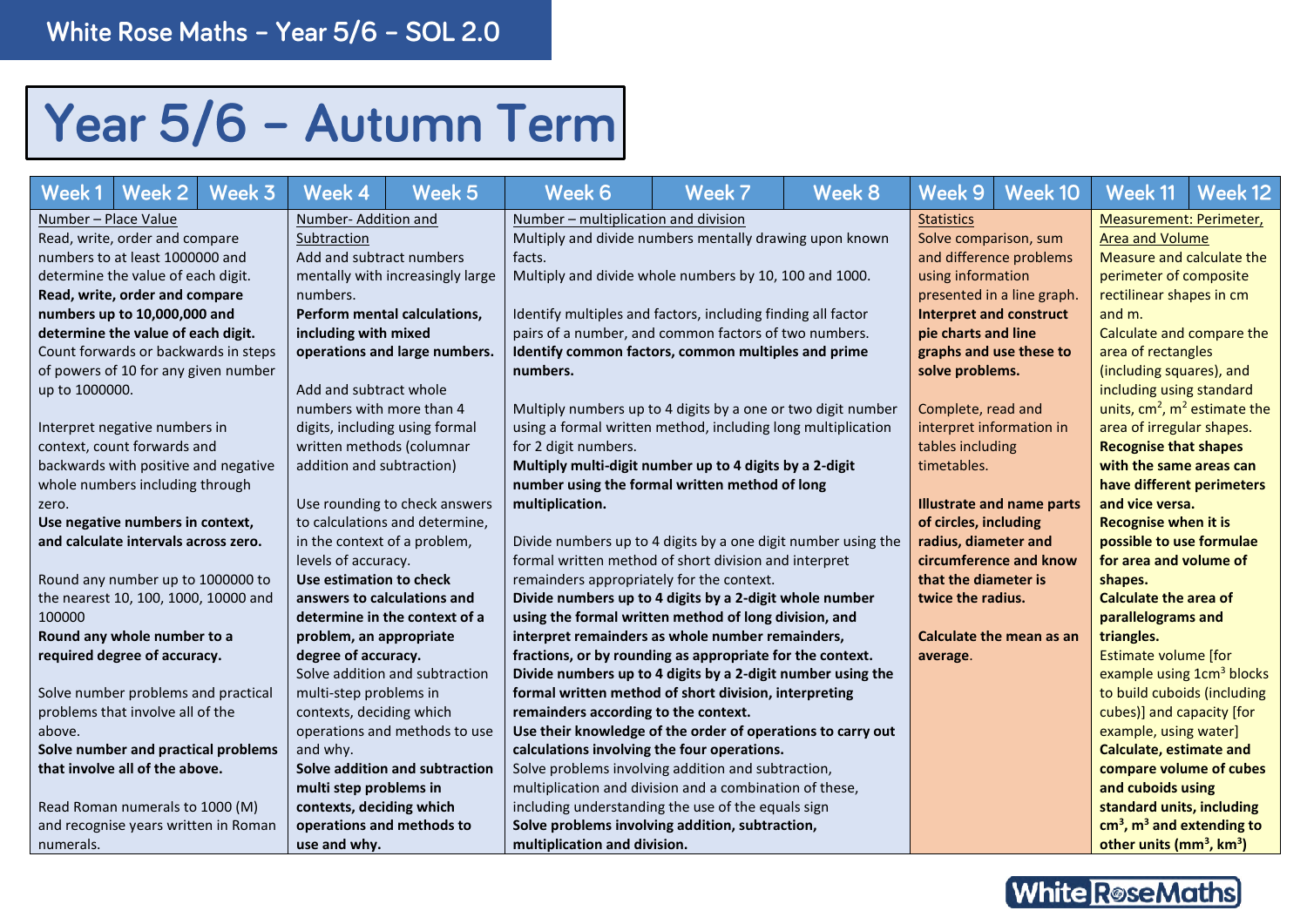# Year 5/6 – Autumn Term

| Week 1 – Week 3 | Week 4 – Week 5 | Week 6 – Week 8 | Week 9 – Week 10 | Week 11 – Week 12 |
|---|---|---|---|---|
| Number – Place Value<br>Read, write, order and compare numbers to at least 1000000 and determine the value of each digit.<br>**Read, write, order and compare numbers up to 10,000,000 and determine the value of each digit.**<br>Count forwards or backwards in steps of powers of 10 for any given number up to 1000000.<br><br>Interpret negative numbers in context, count forwards and backwards with positive and negative whole numbers including through zero.<br>**Use negative numbers in context, and calculate intervals across zero.**<br><br>Round any number up to 1000000 to the nearest 10, 100, 1000, 10000 and 100000<br>**Round any whole number to a required degree of accuracy.**<br><br>Solve number problems and practical problems that involve all of the above.<br>**Solve number and practical problems that involve all of the above.**<br><br>Read Roman numerals to 1000 (M) and recognise years written in Roman numerals. | Number- Addition and Subtraction<br>Add and subtract numbers mentally with increasingly large numbers.<br>**Perform mental calculations, including with mixed operations and large numbers.**<br><br>Add and subtract whole numbers with more than 4 digits, including using formal written methods (columnar addition and subtraction)<br><br>Use rounding to check answers to calculations and determine, in the context of a problem, levels of accuracy.<br>**Use estimation to check answers to calculations and determine in the context of a problem, an appropriate degree of accuracy.**<br>Solve addition and subtraction multi-step problems in contexts, deciding which operations and methods to use and why.<br>**Solve addition and subtraction multi step problems in contexts, deciding which operations and methods to use and why.** | Number – multiplication and division<br>Multiply and divide numbers mentally drawing upon known facts.<br>Multiply and divide whole numbers by 10, 100 and 1000.<br><br>Identify multiples and factors, including finding all factor pairs of a number, and common factors of two numbers.<br>**Identify common factors, common multiples and prime numbers.**<br><br>Multiply numbers up to 4 digits by a one or two digit number using a formal written method, including long multiplication for 2 digit numbers.<br>**Multiply multi-digit number up to 4 digits by a 2-digit number using the formal written method of long multiplication.**<br><br>Divide numbers up to 4 digits by a one digit number using the formal written method of short division and interpret remainders appropriately for the context.<br>**Divide numbers up to 4 digits by a 2-digit whole number using the formal written method of long division, and interpret remainders as whole number remainders, fractions, or by rounding as appropriate for the context.**<br>**Divide numbers up to 4 digits by a 2-digit number using the formal written method of short division, interpreting remainders according to the context.**<br>**Use their knowledge of the order of operations to carry out calculations involving the four operations.**<br>Solve problems involving addition and subtraction, multiplication and division and a combination of these, including understanding the use of the equals sign<br>**Solve problems involving addition, subtraction, multiplication and division.** | Statistics<br>Solve comparison, sum and difference problems using information presented in a line graph.<br>**Interpret and construct pie charts and line graphs and use these to solve problems.**<br><br>Complete, read and interpret information in tables including timetables.<br><br>**Illustrate and name parts of circles, including radius, diameter and circumference and know that the diameter is twice the radius.**<br><br>**Calculate the mean as an average.** | Measurement: Perimeter, Area and Volume<br>Measure and calculate the perimeter of composite rectilinear shapes in cm and m.<br>Calculate and compare the area of rectangles (including squares), and including using standard units, $cm^2$, $m^2$ estimate the area of irregular shapes.<br>**Recognise that shapes with the same areas can have different perimeters and vice versa.**<br>**Recognise when it is possible to use formulae for area and volume of shapes.**<br>**Calculate the area of parallelograms and triangles.**<br>Estimate volume [for example using $1cm^3$ blocks to build cuboids (including cubes)] and capacity [for example, using water]<br>**Calculate, estimate and compare volume of cubes and cuboids using standard units, including $cm^3$, $m^3$ and extending to other units ($mm^3$, $km^3$)** |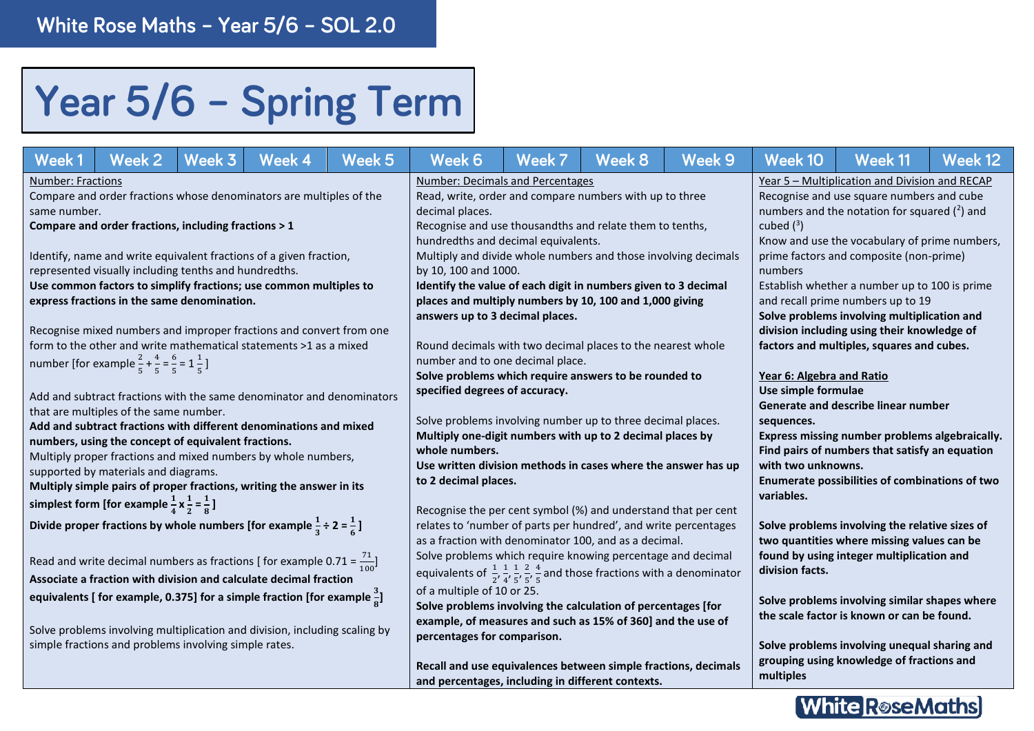White Rose Maths – Year 5/6 – SOL 2.0

# Year 5/6 – Spring Term

| Weeks 1–5 | Weeks 6–9 | Weeks 10–12 |
|---|---|---|
| Number: Fractions | Number: Decimals and Percentages | Year 5 – Multiplication and Division and RECAP |

**Weeks 1–5 – Number: Fractions**

Compare and order fractions whose denominators are multiples of the same number.
**Compare and order fractions, including fractions > 1**

Identify, name and write equivalent fractions of a given fraction, represented visually including tenths and hundredths.
**Use common factors to simplify fractions; use common multiples to express fractions in the same denomination.**

Recognise mixed numbers and improper fractions and convert from one form to the other and write mathematical statements >1 as a mixed number [for example $\frac{2}{5} + \frac{4}{5} = \frac{6}{5} = 1\frac{1}{5}$]

Add and subtract fractions with the same denominator and denominators that are multiples of the same number.
**Add and subtract fractions with different denominations and mixed numbers, using the concept of equivalent fractions.**
Multiply proper fractions and mixed numbers by whole numbers, supported by materials and diagrams.
**Multiply simple pairs of proper fractions, writing the answer in its simplest form [for example $\frac{1}{4} \times \frac{1}{2} = \frac{1}{8}$]**
**Divide proper fractions by whole numbers [for example $\frac{1}{3} \div 2 = \frac{1}{6}$]**

Read and write decimal numbers as fractions [ for example 0.71 = $\frac{71}{100}$]
**Associate a fraction with division and calculate decimal fraction equivalents [ for example, 0.375] for a simple fraction [for example $\frac{3}{8}$]**

Solve problems involving multiplication and division, including scaling by simple fractions and problems involving simple rates.

**Weeks 6–9 – Number: Decimals and Percentages**

Read, write, order and compare numbers with up to three decimal places.
Recognise and use thousandths and relate them to tenths, hundredths and decimal equivalents.
Multiply and divide whole numbers and those involving decimals by 10, 100 and 1000.
**Identify the value of each digit in numbers given to 3 decimal places and multiply numbers by 10, 100 and 1,000 giving answers up to 3 decimal places.**

Round decimals with two decimal places to the nearest whole number and to one decimal place.
**Solve problems which require answers to be rounded to specified degrees of accuracy.**

Solve problems involving number up to three decimal places.
**Multiply one-digit numbers with up to 2 decimal places by whole numbers.**
**Use written division methods in cases where the answer has up to 2 decimal places.**

Recognise the per cent symbol (%) and understand that per cent relates to 'number of parts per hundred', and write percentages as a fraction with denominator 100, and as a decimal.
Solve problems which require knowing percentage and decimal equivalents of $\frac{1}{2}, \frac{1}{4}, \frac{1}{5}, \frac{2}{5}, \frac{4}{5}$ and those fractions with a denominator of a multiple of 10 or 25.
**Solve problems involving the calculation of percentages [for example, of measures and such as 15% of 360] and the use of percentages for comparison.**

**Recall and use equivalences between simple fractions, decimals and percentages, including in different contexts.**

**Weeks 10–12 – Year 5 – Multiplication and Division and RECAP**

Recognise and use square numbers and cube numbers and the notation for squared ($^2$) and cubed ($^3$)
Know and use the vocabulary of prime numbers, prime factors and composite (non-prime) numbers
Establish whether a number up to 100 is prime and recall prime numbers up to 19
**Solve problems involving multiplication and division including using their knowledge of factors and multiples, squares and cubes.**

**Year 6: Algebra and Ratio**
**Use simple formulae**
**Generate and describe linear number sequences.**
**Express missing number problems algebraically.**
**Find pairs of numbers that satisfy an equation with two unknowns.**
**Enumerate possibilities of combinations of two variables.**

**Solve problems involving the relative sizes of two quantities where missing values can be found by using integer multiplication and division facts.**

**Solve problems involving similar shapes where the scale factor is known or can be found.**

**Solve problems involving unequal sharing and grouping using knowledge of fractions and multiples**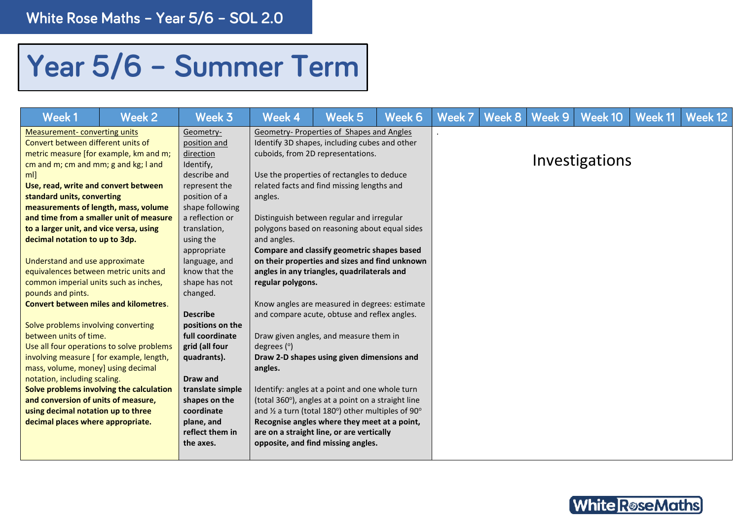White Rose Maths – Year 5/6 – SOL 2.0

# Year 5/6 – Summer Term

| Week 1 | Week 2 | Week 3 | Week 4 | Week 5 | Week 6 | Week 7 | Week 8 | Week 9 | Week 10 | Week 11 | Week 12 |
|---|---|---|---|---|---|---|---|---|---|---|---|
| Measurement- converting units<br>Convert between different units of metric measure [for example, km and m; cm and m; cm and mm; g and kg; l and ml]<br>**Use, read, write and convert between standard units, converting measurements of length, mass, volume and time from a smaller unit of measure to a larger unit, and vice versa, using decimal notation to up to 3dp.**<br><br>Understand and use approximate equivalences between metric units and common imperial units such as inches, pounds and pints.<br>**Convert between miles and kilometres**.<br><br>Solve problems involving converting between units of time.<br>Use all four operations to solve problems involving measure [ for example, length, mass, volume, money] using decimal notation, including scaling.<br>**Solve problems involving the calculation and conversion of units of measure, using decimal notation up to three decimal places where appropriate.** | | Geometry- position and direction<br>Identify, describe and represent the position of a shape following a reflection or translation, using the appropriate language, and know that the shape has not changed.<br><br>**Describe positions on the full coordinate grid (all four quadrants).**<br><br>**Draw and translate simple shapes on the coordinate plane, and reflect them in the axes.** | Geometry- Properties of Shapes and Angles<br>Identify 3D shapes, including cubes and other cuboids, from 2D representations.<br><br>Use the properties of rectangles to deduce related facts and find missing lengths and angles.<br><br>Distinguish between regular and irregular polygons based on reasoning about equal sides and angles.<br>**Compare and classify geometric shapes based on their properties and sizes and find unknown angles in any triangles, quadrilaterals and regular polygons.**<br><br>Know angles are measured in degrees: estimate and compare acute, obtuse and reflex angles.<br><br>Draw given angles, and measure them in degrees (°)<br>**Draw 2-D shapes using given dimensions and angles.**<br><br>Identify: angles at a point and one whole turn (total 360°), angles at a point on a straight line and ½ a turn (total 180°) other multiples of 90°<br>**Recognise angles where they meet at a point, are on a straight line, or are vertically opposite, and find missing angles.** | | | Investigations | | | | | |